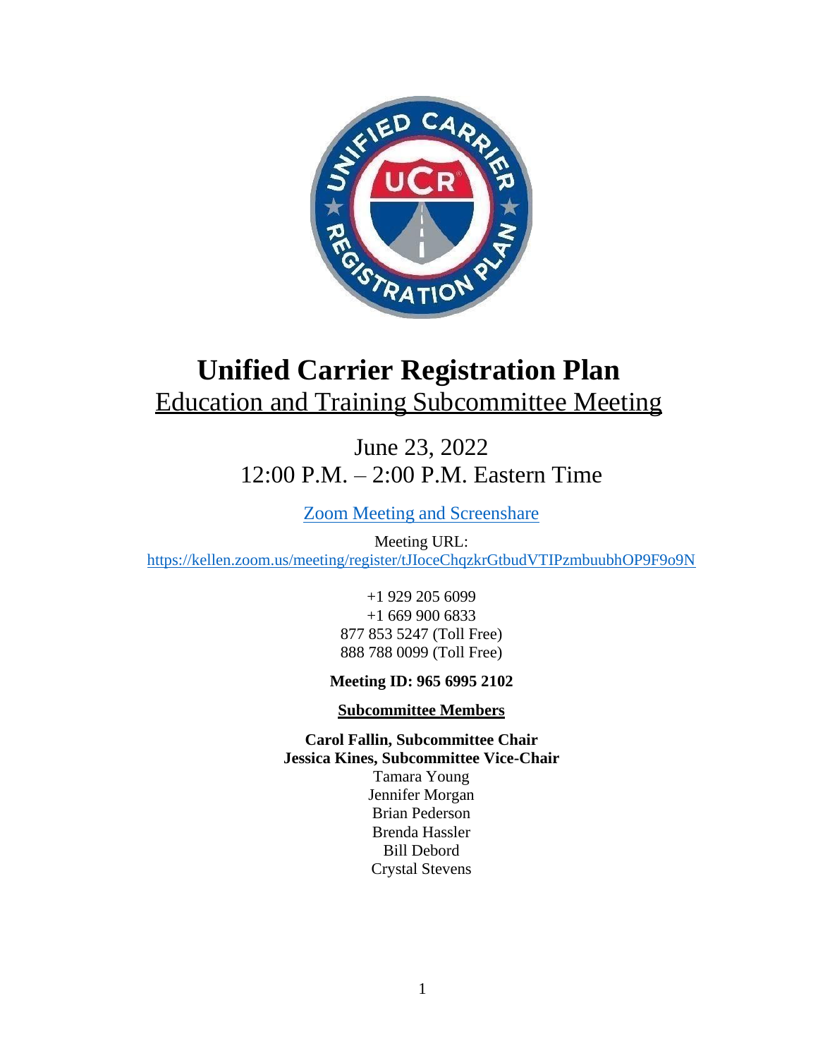# Unified Carrier Registration Plan

## Education and Training Subcommittee Meeting

June 23, 2022

12:00 P.M. – 2:00 P.M. Eastern Time

Zoom Meeting and Screenshare

Meeting URL:
https://kellen.zoom.us/meeting/register/tJIoceChqzkrGtbudVTIPzmbuubhOP9F9o9N

+1 929 205 6099
+1 669 900 6833
877 853 5247 (Toll Free)
888 788 0099 (Toll Free)

**Meeting ID: 965 6995 2102**

**Subcommittee Members**

**Carol Fallin, Subcommittee Chair**
**Jessica Kines, Subcommittee Vice-Chair**
Tamara Young
Jennifer Morgan
Brian Pederson
Brenda Hassler
Bill Debord
Crystal Stevens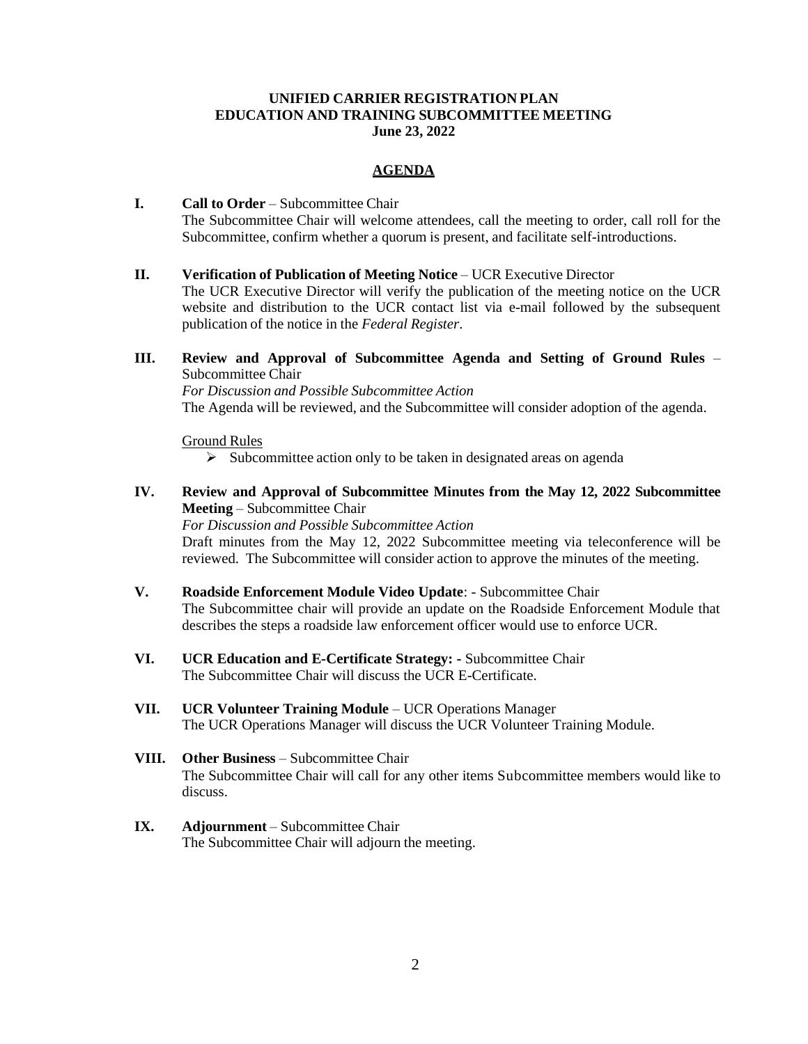**UNIFIED CARRIER REGISTRATION PLAN**
**EDUCATION AND TRAINING SUBCOMMITTEE MEETING**
**June 23, 2022**

## AGENDA

**I. Call to Order** – Subcommittee Chair
The Subcommittee Chair will welcome attendees, call the meeting to order, call roll for the Subcommittee, confirm whether a quorum is present, and facilitate self-introductions.

**II. Verification of Publication of Meeting Notice** – UCR Executive Director
The UCR Executive Director will verify the publication of the meeting notice on the UCR website and distribution to the UCR contact list via e-mail followed by the subsequent publication of the notice in the *Federal Register*.

**III. Review and Approval of Subcommittee Agenda and Setting of Ground Rules** – Subcommittee Chair
*For Discussion and Possible Subcommittee Action*
The Agenda will be reviewed, and the Subcommittee will consider adoption of the agenda.

Ground Rules

- Subcommittee action only to be taken in designated areas on agenda

**IV. Review and Approval of Subcommittee Minutes from the May 12, 2022 Subcommittee Meeting** – Subcommittee Chair
*For Discussion and Possible Subcommittee Action*
Draft minutes from the May 12, 2022 Subcommittee meeting via teleconference will be reviewed. The Subcommittee will consider action to approve the minutes of the meeting.

**V. Roadside Enforcement Module Video Update**: - Subcommittee Chair
The Subcommittee chair will provide an update on the Roadside Enforcement Module that describes the steps a roadside law enforcement officer would use to enforce UCR.

**VI. UCR Education and E-Certificate Strategy: -** Subcommittee Chair
The Subcommittee Chair will discuss the UCR E-Certificate.

**VII. UCR Volunteer Training Module** – UCR Operations Manager
The UCR Operations Manager will discuss the UCR Volunteer Training Module.

**VIII. Other Business** – Subcommittee Chair
The Subcommittee Chair will call for any other items Subcommittee members would like to discuss.

**IX. Adjournment** – Subcommittee Chair
The Subcommittee Chair will adjourn the meeting.